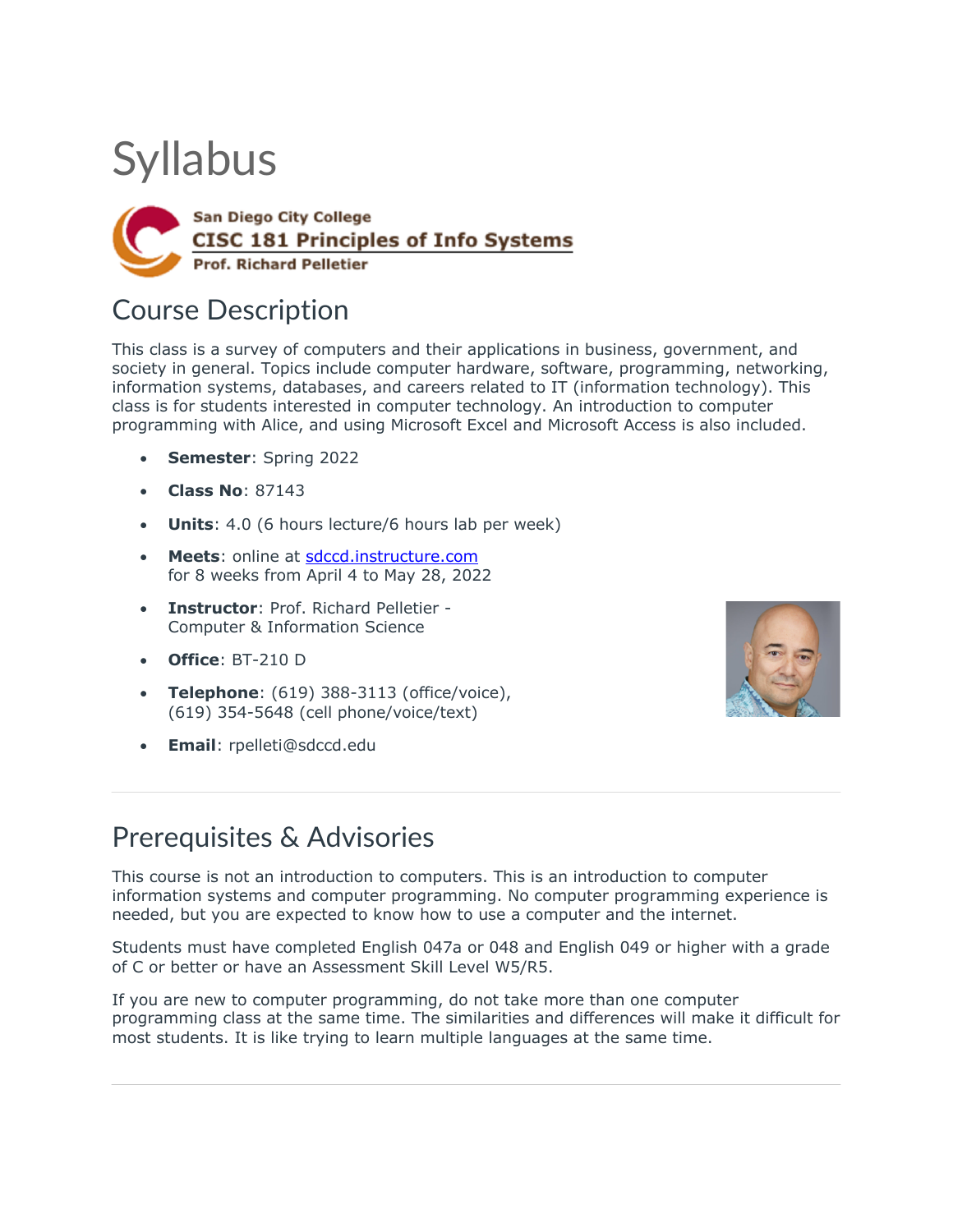# Syllabus

**San Diego City College**
**CISC 181 Principles of Info Systems**
**Prof. Richard Pelletier**

## Course Description

This class is a survey of computers and their applications in business, government, and society in general. Topics include computer hardware, software, programming, networking, information systems, databases, and careers related to IT (information technology). This class is for students interested in computer technology. An introduction to computer programming with Alice, and using Microsoft Excel and Microsoft Access is also included.

- **Semester**: Spring 2022
- **Class No**: 87143
- **Units**: 4.0 (6 hours lecture/6 hours lab per week)
- **Meets**: online at sdccd.instructure.com for 8 weeks from April 4 to May 28, 2022
- **Instructor**: Prof. Richard Pelletier - Computer & Information Science
- **Office**: BT-210 D
- **Telephone**: (619) 388-3113 (office/voice), (619) 354-5648 (cell phone/voice/text)
- **Email**: rpelleti@sdccd.edu

---

## Prerequisites & Advisories

This course is not an introduction to computers. This is an introduction to computer information systems and computer programming. No computer programming experience is needed, but you are expected to know how to use a computer and the internet.

Students must have completed English 047a or 048 and English 049 or higher with a grade of C or better or have an Assessment Skill Level W5/R5.

If you are new to computer programming, do not take more than one computer programming class at the same time. The similarities and differences will make it difficult for most students. It is like trying to learn multiple languages at the same time.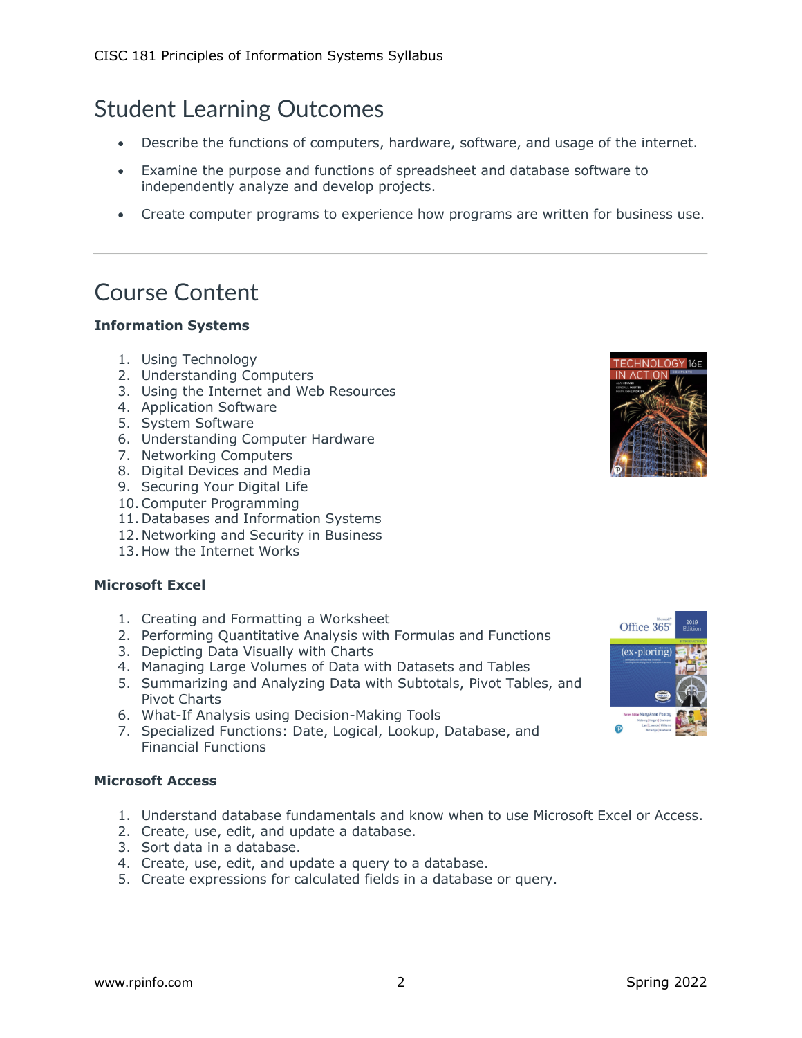# Student Learning Outcomes

- Describe the functions of computers, hardware, software, and usage of the internet.
- Examine the purpose and functions of spreadsheet and database software to independently analyze and develop projects.
- Create computer programs to experience how programs are written for business use.

---

# Course Content

**Information Systems**

1. Using Technology
2. Understanding Computers
3. Using the Internet and Web Resources
4. Application Software
5. System Software
6. Understanding Computer Hardware
7. Networking Computers
8. Digital Devices and Media
9. Securing Your Digital Life
10. Computer Programming
11. Databases and Information Systems
12. Networking and Security in Business
13. How the Internet Works

**Microsoft Excel**

1. Creating and Formatting a Worksheet
2. Performing Quantitative Analysis with Formulas and Functions
3. Depicting Data Visually with Charts
4. Managing Large Volumes of Data with Datasets and Tables
5. Summarizing and Analyzing Data with Subtotals, Pivot Tables, and Pivot Charts
6. What-If Analysis using Decision-Making Tools
7. Specialized Functions: Date, Logical, Lookup, Database, and Financial Functions

**Microsoft Access**

1. Understand database fundamentals and know when to use Microsoft Excel or Access.
2. Create, use, edit, and update a database.
3. Sort data in a database.
4. Create, use, edit, and update a query to a database.
5. Create expressions for calculated fields in a database or query.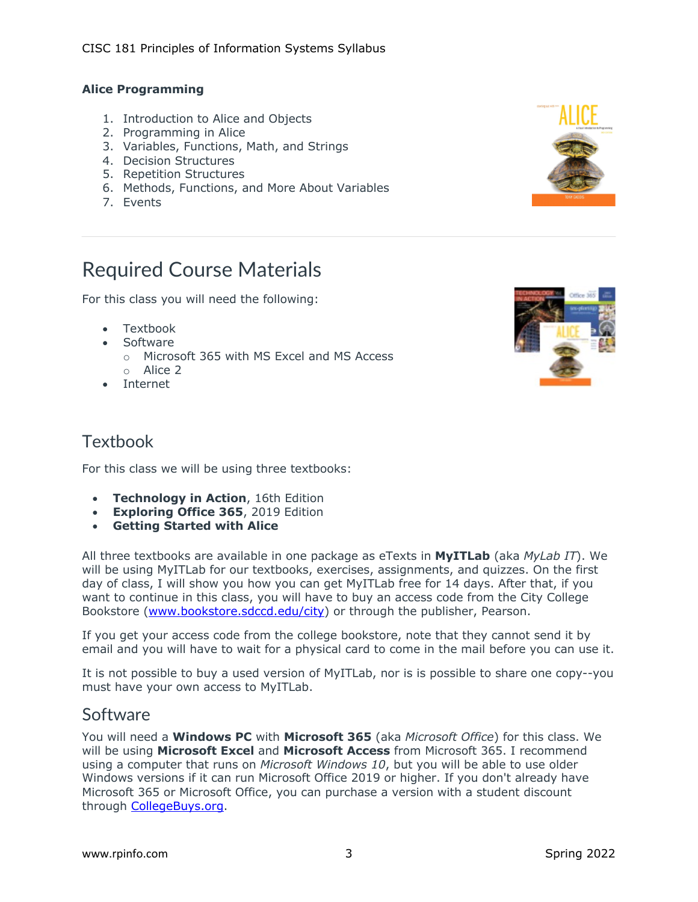### Alice Programming

1. Introduction to Alice and Objects
2. Programming in Alice
3. Variables, Functions, Math, and Strings
4. Decision Structures
5. Repetition Structures
6. Methods, Functions, and More About Variables
7. Events

---

# Required Course Materials

For this class you will need the following:

- Textbook
- Software
  - Microsoft 365 with MS Excel and MS Access
  - Alice 2
- Internet

## Textbook

For this class we will be using three textbooks:

- **Technology in Action**, 16th Edition
- **Exploring Office 365**, 2019 Edition
- **Getting Started with Alice**

All three textbooks are available in one package as eTexts in **MyITLab** (aka *MyLab IT*). We will be using MyITLab for our textbooks, exercises, assignments, and quizzes. On the first day of class, I will show you how you can get MyITLab free for 14 days. After that, if you want to continue in this class, you will have to buy an access code from the City College Bookstore ([www.bookstore.sdccd.edu/city](http://www.bookstore.sdccd.edu/city)) or through the publisher, Pearson.

If you get your access code from the college bookstore, note that they cannot send it by email and you will have to wait for a physical card to come in the mail before you can use it.

It is not possible to buy a used version of MyITLab, nor is is possible to share one copy--you must have your own access to MyITLab.

## Software

You will need a **Windows PC** with **Microsoft 365** (aka *Microsoft Office*) for this class. We will be using **Microsoft Excel** and **Microsoft Access** from Microsoft 365. I recommend using a computer that runs on *Microsoft Windows 10*, but you will be able to use older Windows versions if it can run Microsoft Office 2019 or higher. If you don't already have Microsoft 365 or Microsoft Office, you can purchase a version with a student discount through [CollegeBuys.org](http://CollegeBuys.org).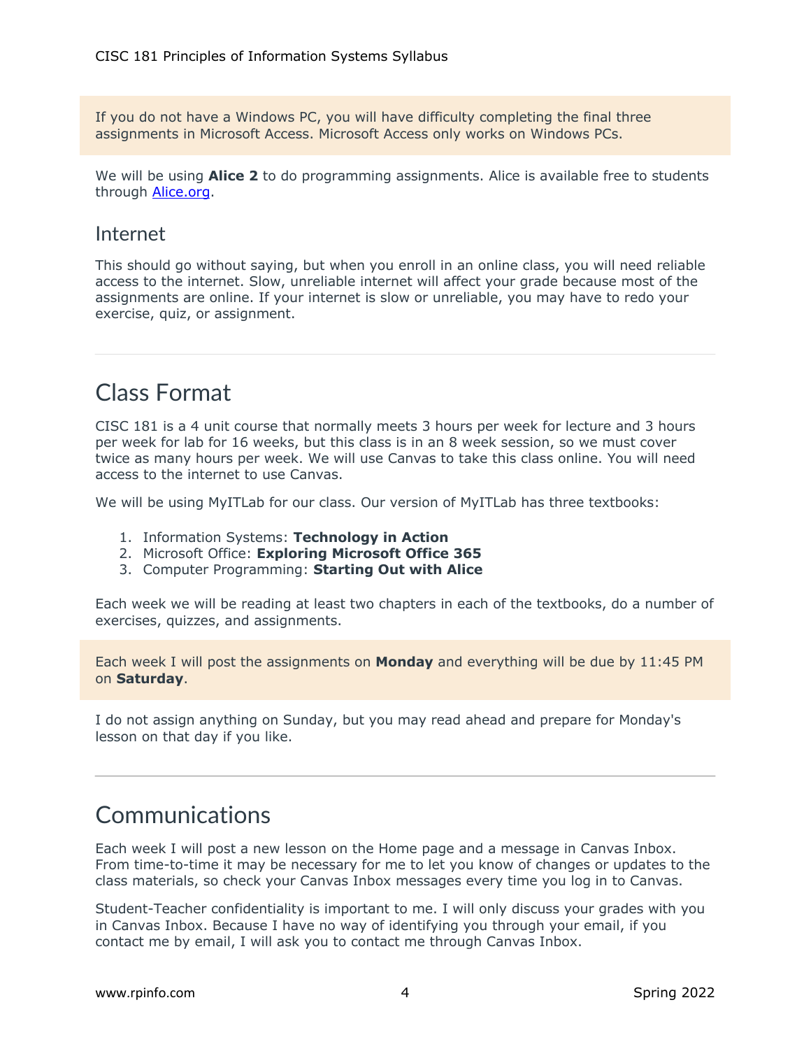If you do not have a Windows PC, you will have difficulty completing the final three assignments in Microsoft Access. Microsoft Access only works on Windows PCs.

We will be using **Alice 2** to do programming assignments. Alice is available free to students through [Alice.org](https://www.alice.org).

### Internet

This should go without saying, but when you enroll in an online class, you will need reliable access to the internet. Slow, unreliable internet will affect your grade because most of the assignments are online. If your internet is slow or unreliable, you may have to redo your exercise, quiz, or assignment.

---

## Class Format

CISC 181 is a 4 unit course that normally meets 3 hours per week for lecture and 3 hours per week for lab for 16 weeks, but this class is in an 8 week session, so we must cover twice as many hours per week. We will use Canvas to take this class online. You will need access to the internet to use Canvas.

We will be using MyITLab for our class. Our version of MyITLab has three textbooks:

1. Information Systems: **Technology in Action**
2. Microsoft Office: **Exploring Microsoft Office 365**
3. Computer Programming: **Starting Out with Alice**

Each week we will be reading at least two chapters in each of the textbooks, do a number of exercises, quizzes, and assignments.

Each week I will post the assignments on **Monday** and everything will be due by 11:45 PM on **Saturday**.

I do not assign anything on Sunday, but you may read ahead and prepare for Monday's lesson on that day if you like.

---

## Communications

Each week I will post a new lesson on the Home page and a message in Canvas Inbox. From time-to-time it may be necessary for me to let you know of changes or updates to the class materials, so check your Canvas Inbox messages every time you log in to Canvas.

Student-Teacher confidentiality is important to me. I will only discuss your grades with you in Canvas Inbox. Because I have no way of identifying you through your email, if you contact me by email, I will ask you to contact me through Canvas Inbox.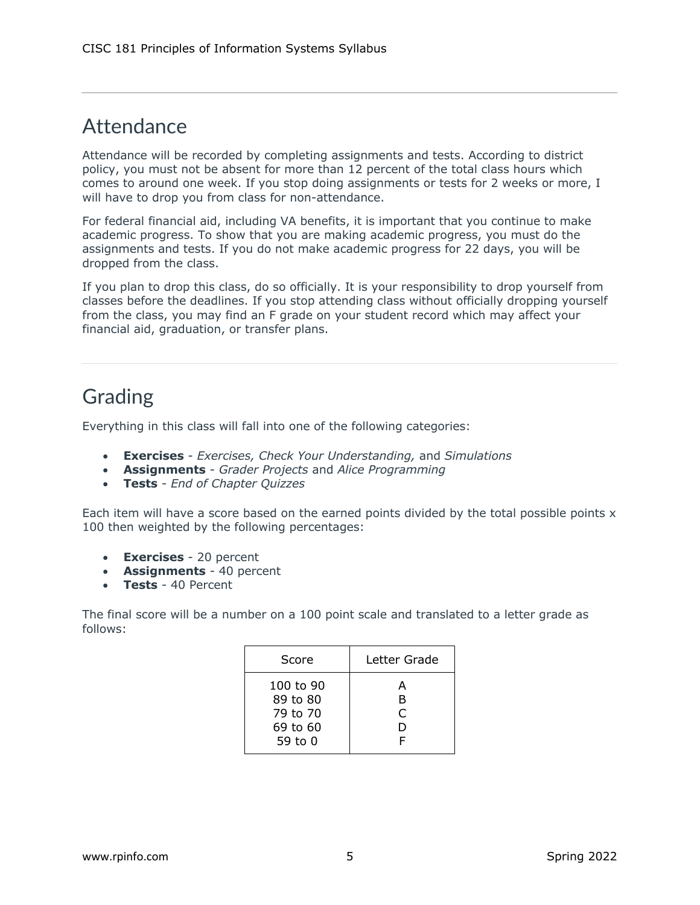## Attendance

Attendance will be recorded by completing assignments and tests. According to district policy, you must not be absent for more than 12 percent of the total class hours which comes to around one week. If you stop doing assignments or tests for 2 weeks or more, I will have to drop you from class for non-attendance.

For federal financial aid, including VA benefits, it is important that you continue to make academic progress. To show that you are making academic progress, you must do the assignments and tests. If you do not make academic progress for 22 days, you will be dropped from the class.

If you plan to drop this class, do so officially. It is your responsibility to drop yourself from classes before the deadlines. If you stop attending class without officially dropping yourself from the class, you may find an F grade on your student record which may affect your financial aid, graduation, or transfer plans.

## Grading

Everything in this class will fall into one of the following categories:

- **Exercises** - *Exercises, Check Your Understanding,* and *Simulations*
- **Assignments** - *Grader Projects* and *Alice Programming*
- **Tests** - *End of Chapter Quizzes*

Each item will have a score based on the earned points divided by the total possible points x 100 then weighted by the following percentages:

- **Exercises** - 20 percent
- **Assignments** - 40 percent
- **Tests** - 40 Percent

The final score will be a number on a 100 point scale and translated to a letter grade as follows:

| Score | Letter Grade |
|---|---|
| 100 to 90 | A |
| 89 to 80 | B |
| 79 to 70 | C |
| 69 to 60 | D |
| 59 to 0 | F |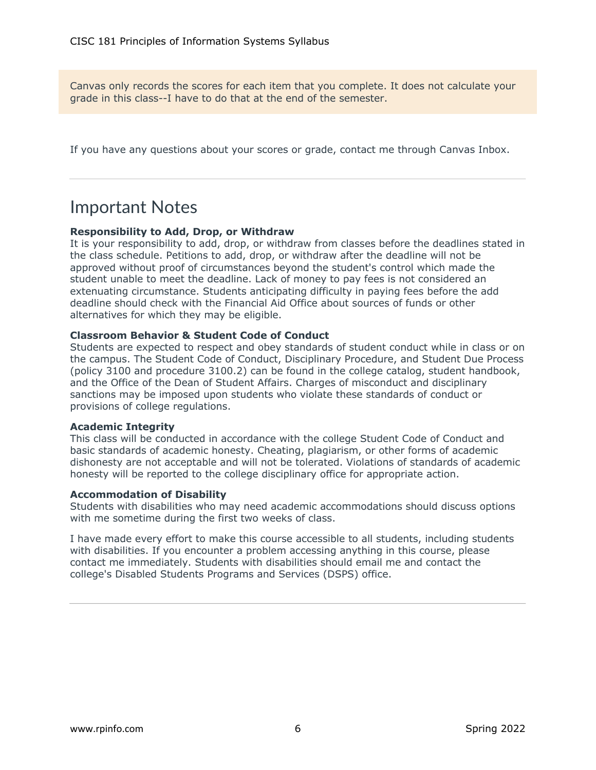Canvas only records the scores for each item that you complete. It does not calculate your grade in this class--I have to do that at the end of the semester.

If you have any questions about your scores or grade, contact me through Canvas Inbox.

---

## Important Notes

**Responsibility to Add, Drop, or Withdraw**
It is your responsibility to add, drop, or withdraw from classes before the deadlines stated in the class schedule. Petitions to add, drop, or withdraw after the deadline will not be approved without proof of circumstances beyond the student's control which made the student unable to meet the deadline. Lack of money to pay fees is not considered an extenuating circumstance. Students anticipating difficulty in paying fees before the add deadline should check with the Financial Aid Office about sources of funds or other alternatives for which they may be eligible.

**Classroom Behavior & Student Code of Conduct**
Students are expected to respect and obey standards of student conduct while in class or on the campus. The Student Code of Conduct, Disciplinary Procedure, and Student Due Process (policy 3100 and procedure 3100.2) can be found in the college catalog, student handbook, and the Office of the Dean of Student Affairs. Charges of misconduct and disciplinary sanctions may be imposed upon students who violate these standards of conduct or provisions of college regulations.

**Academic Integrity**
This class will be conducted in accordance with the college Student Code of Conduct and basic standards of academic honesty. Cheating, plagiarism, or other forms of academic dishonesty are not acceptable and will not be tolerated. Violations of standards of academic honesty will be reported to the college disciplinary office for appropriate action.

**Accommodation of Disability**
Students with disabilities who may need academic accommodations should discuss options with me sometime during the first two weeks of class.

I have made every effort to make this course accessible to all students, including students with disabilities. If you encounter a problem accessing anything in this course, please contact me immediately. Students with disabilities should email me and contact the college's Disabled Students Programs and Services (DSPS) office.

---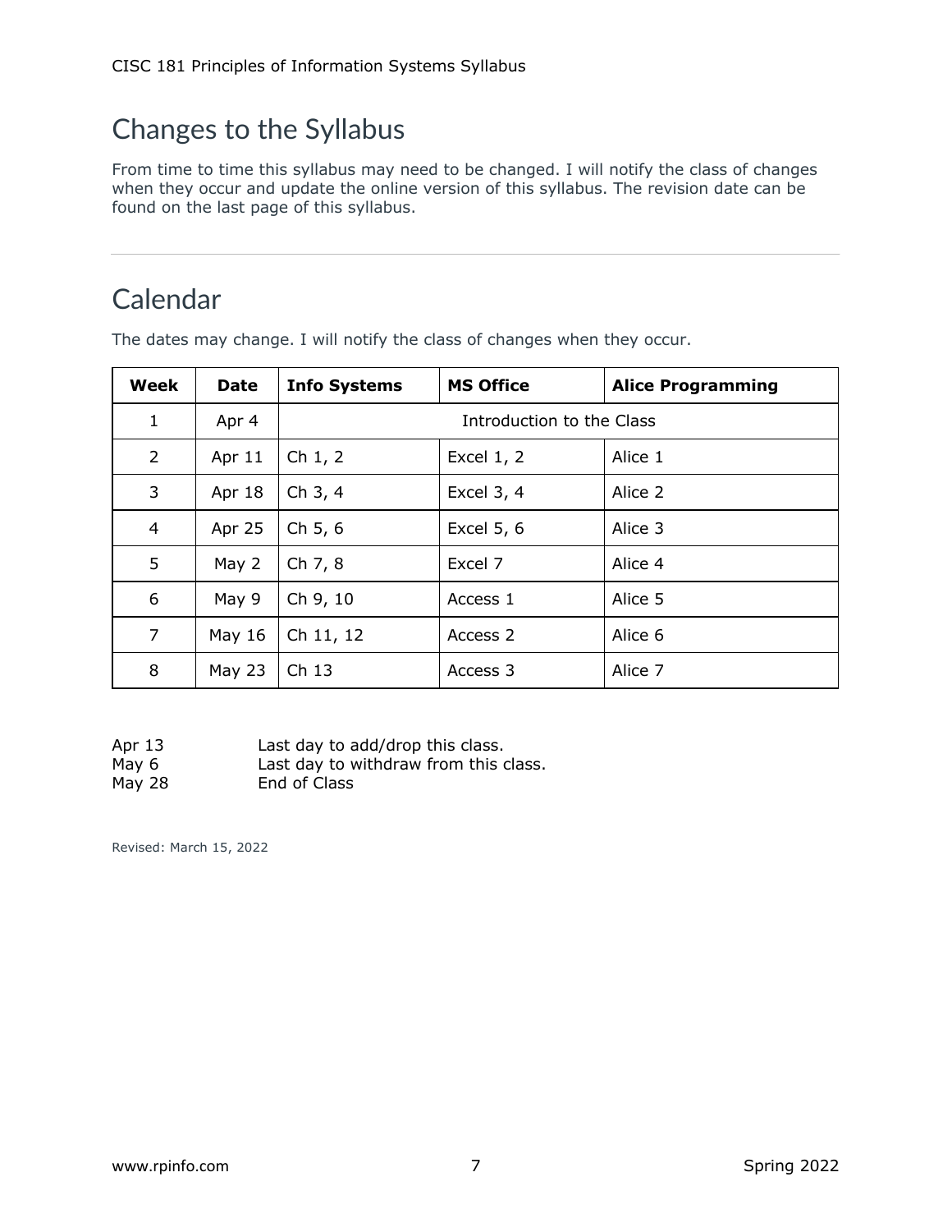## Changes to the Syllabus

From time to time this syllabus may need to be changed. I will notify the class of changes when they occur and update the online version of this syllabus. The revision date can be found on the last page of this syllabus.

---

## Calendar

The dates may change. I will notify the class of changes when they occur.

| Week | Date | Info Systems | MS Office | Alice Programming |
|---|---|---|---|---|
| 1 | Apr 4 | Introduction to the Class | | |
| 2 | Apr 11 | Ch 1, 2 | Excel 1, 2 | Alice 1 |
| 3 | Apr 18 | Ch 3, 4 | Excel 3, 4 | Alice 2 |
| 4 | Apr 25 | Ch 5, 6 | Excel 5, 6 | Alice 3 |
| 5 | May 2 | Ch 7, 8 | Excel 7 | Alice 4 |
| 6 | May 9 | Ch 9, 10 | Access 1 | Alice 5 |
| 7 | May 16 | Ch 11, 12 | Access 2 | Alice 6 |
| 8 | May 23 | Ch 13 | Access 3 | Alice 7 |

Apr 13 Last day to add/drop this class.
May 6 Last day to withdraw from this class.
May 28 End of Class

Revised: March 15, 2022